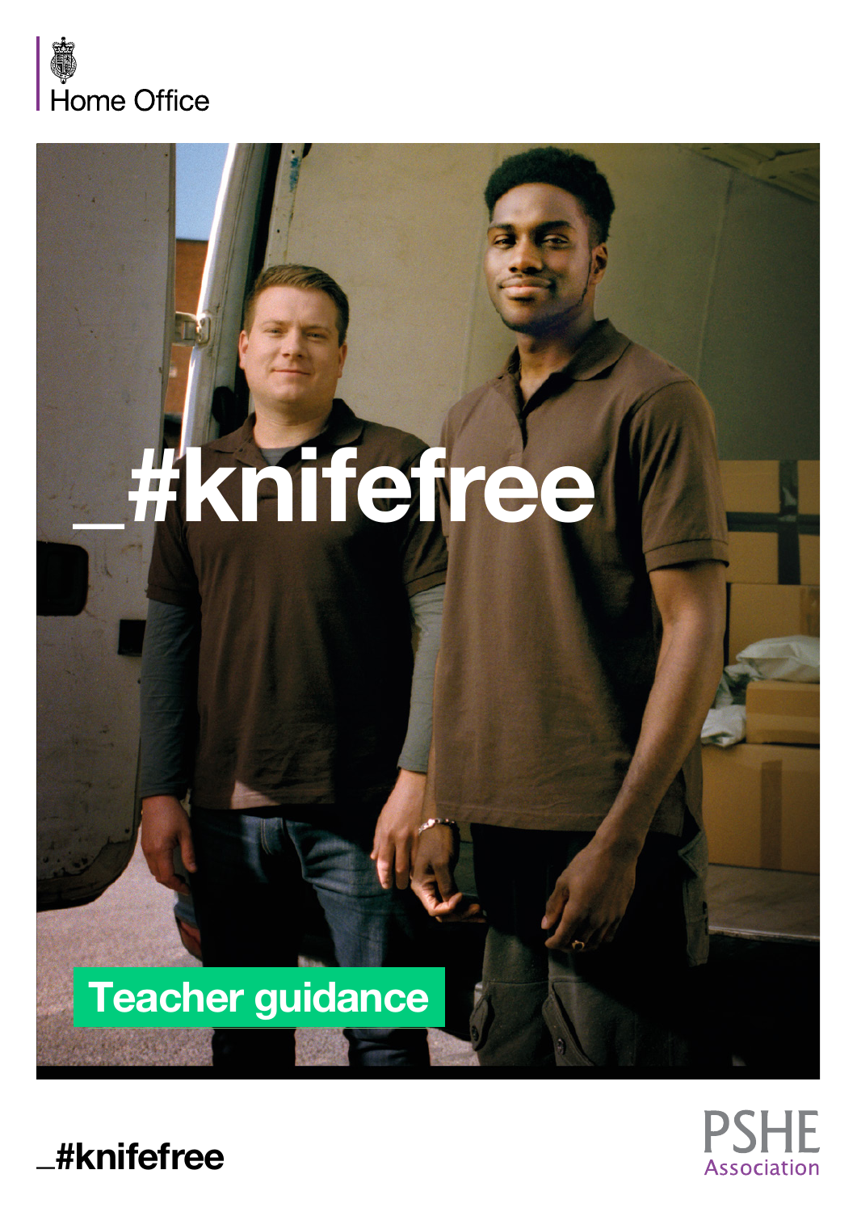Home Office

# _#knifefree

## Teacher guidance

_#knifefree

PSHE Association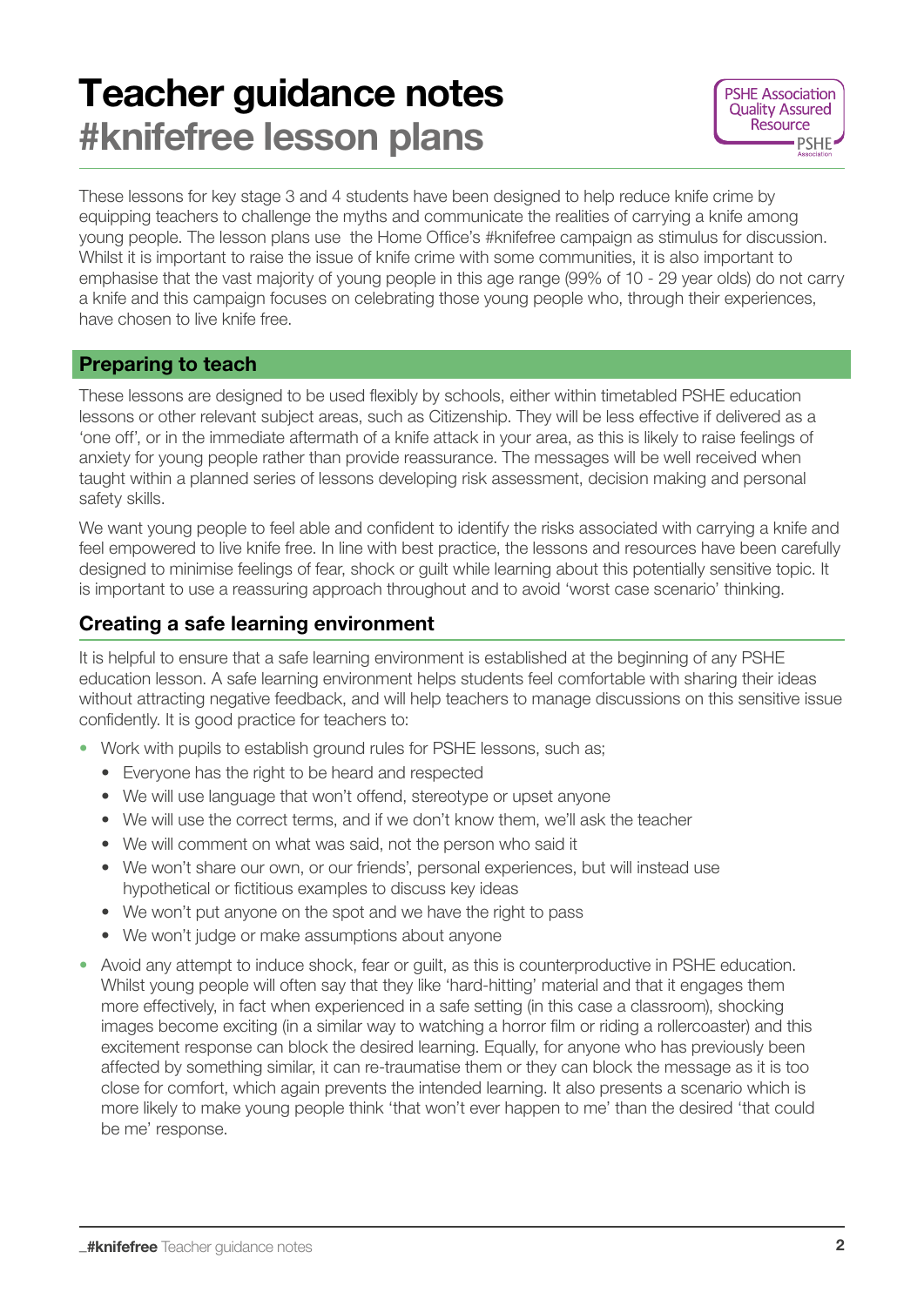# Teacher guidance notes
## #knifefree lesson plans

PSHE Association Quality Assured Resource

These lessons for key stage 3 and 4 students have been designed to help reduce knife crime by equipping teachers to challenge the myths and communicate the realities of carrying a knife among young people. The lesson plans use the Home Office's #knifefree campaign as stimulus for discussion. Whilst it is important to raise the issue of knife crime with some communities, it is also important to emphasise that the vast majority of young people in this age range (99% of 10 - 29 year olds) do not carry a knife and this campaign focuses on celebrating those young people who, through their experiences, have chosen to live knife free.

### Preparing to teach

These lessons are designed to be used flexibly by schools, either within timetabled PSHE education lessons or other relevant subject areas, such as Citizenship. They will be less effective if delivered as a 'one off', or in the immediate aftermath of a knife attack in your area, as this is likely to raise feelings of anxiety for young people rather than provide reassurance. The messages will be well received when taught within a planned series of lessons developing risk assessment, decision making and personal safety skills.

We want young people to feel able and confident to identify the risks associated with carrying a knife and feel empowered to live knife free. In line with best practice, the lessons and resources have been carefully designed to minimise feelings of fear, shock or guilt while learning about this potentially sensitive topic. It is important to use a reassuring approach throughout and to avoid 'worst case scenario' thinking.

### Creating a safe learning environment

It is helpful to ensure that a safe learning environment is established at the beginning of any PSHE education lesson. A safe learning environment helps students feel comfortable with sharing their ideas without attracting negative feedback, and will help teachers to manage discussions on this sensitive issue confidently. It is good practice for teachers to:

- Work with pupils to establish ground rules for PSHE lessons, such as;
  - Everyone has the right to be heard and respected
  - We will use language that won't offend, stereotype or upset anyone
  - We will use the correct terms, and if we don't know them, we'll ask the teacher
  - We will comment on what was said, not the person who said it
  - We won't share our own, or our friends', personal experiences, but will instead use hypothetical or fictitious examples to discuss key ideas
  - We won't put anyone on the spot and we have the right to pass
  - We won't judge or make assumptions about anyone
- Avoid any attempt to induce shock, fear or guilt, as this is counterproductive in PSHE education. Whilst young people will often say that they like 'hard-hitting' material and that it engages them more effectively, in fact when experienced in a safe setting (in this case a classroom), shocking images become exciting (in a similar way to watching a horror film or riding a rollercoaster) and this excitement response can block the desired learning. Equally, for anyone who has previously been affected by something similar, it can re-traumatise them or they can block the message as it is too close for comfort, which again prevents the intended learning. It also presents a scenario which is more likely to make young people think 'that won't ever happen to me' than the desired 'that could be me' response.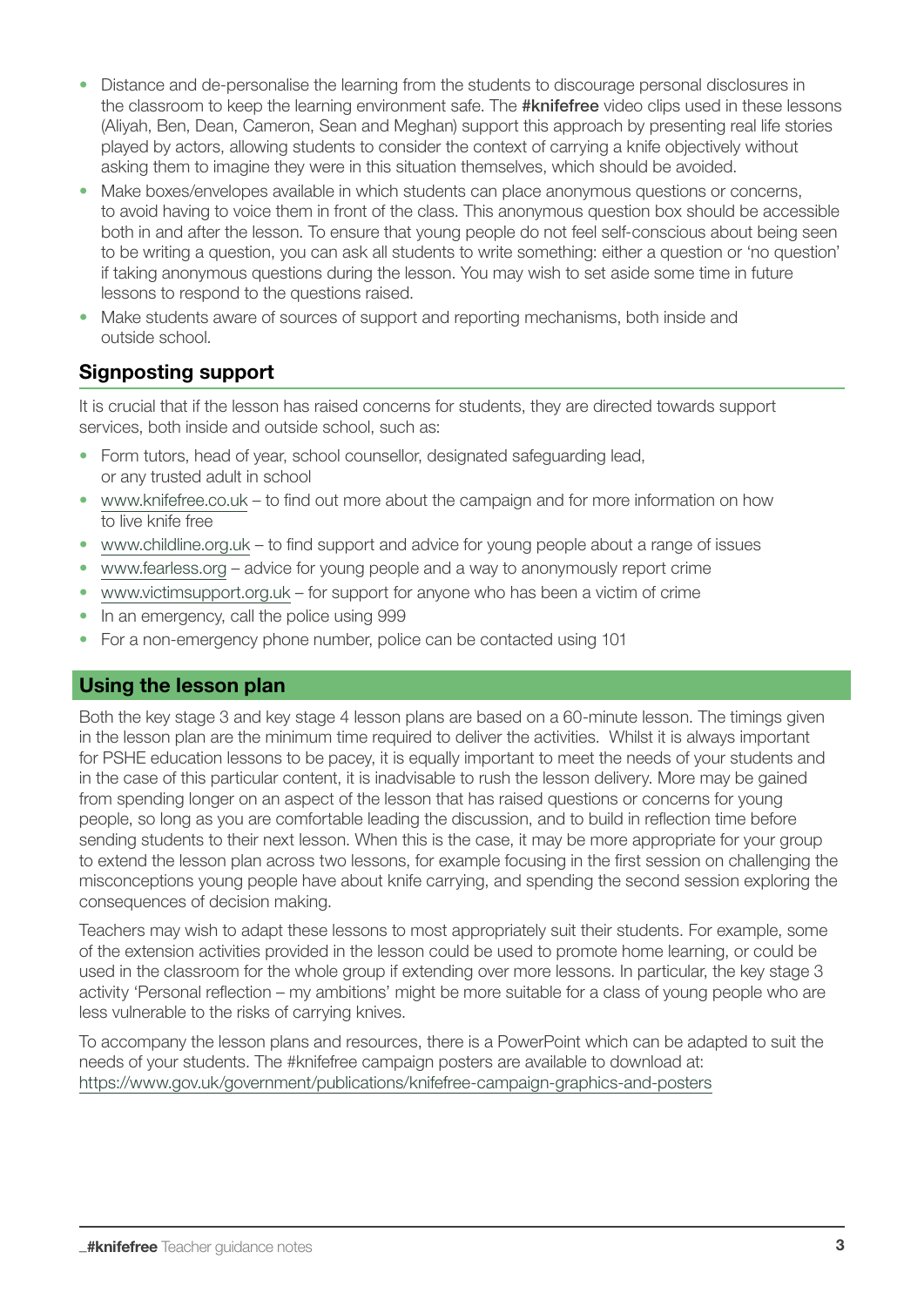- Distance and de-personalise the learning from the students to discourage personal disclosures in the classroom to keep the learning environment safe. The **#knifefree** video clips used in these lessons (Aliyah, Ben, Dean, Cameron, Sean and Meghan) support this approach by presenting real life stories played by actors, allowing students to consider the context of carrying a knife objectively without asking them to imagine they were in this situation themselves, which should be avoided.
- Make boxes/envelopes available in which students can place anonymous questions or concerns, to avoid having to voice them in front of the class. This anonymous question box should be accessible both in and after the lesson. To ensure that young people do not feel self-conscious about being seen to be writing a question, you can ask all students to write something: either a question or 'no question' if taking anonymous questions during the lesson. You may wish to set aside some time in future lessons to respond to the questions raised.
- Make students aware of sources of support and reporting mechanisms, both inside and outside school.

## Signposting support

It is crucial that if the lesson has raised concerns for students, they are directed towards support services, both inside and outside school, such as:

- Form tutors, head of year, school counsellor, designated safeguarding lead, or any trusted adult in school
- www.knifefree.co.uk – to find out more about the campaign and for more information on how to live knife free
- www.childline.org.uk – to find support and advice for young people about a range of issues
- www.fearless.org – advice for young people and a way to anonymously report crime
- www.victimsupport.org.uk – for support for anyone who has been a victim of crime
- In an emergency, call the police using 999
- For a non-emergency phone number, police can be contacted using 101

## Using the lesson plan

Both the key stage 3 and key stage 4 lesson plans are based on a 60-minute lesson. The timings given in the lesson plan are the minimum time required to deliver the activities. Whilst it is always important for PSHE education lessons to be pacey, it is equally important to meet the needs of your students and in the case of this particular content, it is inadvisable to rush the lesson delivery. More may be gained from spending longer on an aspect of the lesson that has raised questions or concerns for young people, so long as you are comfortable leading the discussion, and to build in reflection time before sending students to their next lesson. When this is the case, it may be more appropriate for your group to extend the lesson plan across two lessons, for example focusing in the first session on challenging the misconceptions young people have about knife carrying, and spending the second session exploring the consequences of decision making.

Teachers may wish to adapt these lessons to most appropriately suit their students. For example, some of the extension activities provided in the lesson could be used to promote home learning, or could be used in the classroom for the whole group if extending over more lessons. In particular, the key stage 3 activity 'Personal reflection – my ambitions' might be more suitable for a class of young people who are less vulnerable to the risks of carrying knives.

To accompany the lesson plans and resources, there is a PowerPoint which can be adapted to suit the needs of your students. The #knifefree campaign posters are available to download at: https://www.gov.uk/government/publications/knifefree-campaign-graphics-and-posters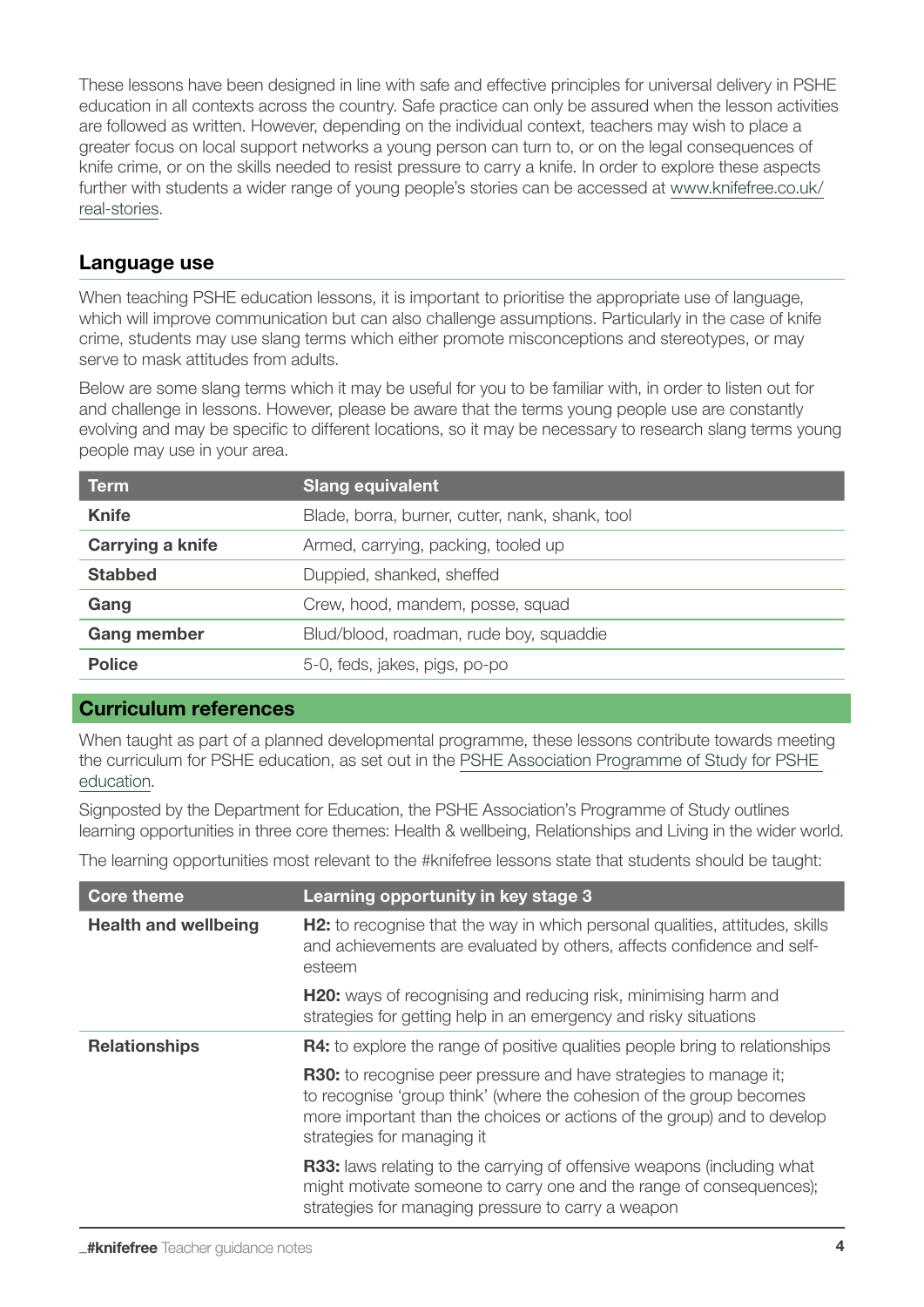These lessons have been designed in line with safe and effective principles for universal delivery in PSHE education in all contexts across the country. Safe practice can only be assured when the lesson activities are followed as written. However, depending on the individual context, teachers may wish to place a greater focus on local support networks a young person can turn to, or on the legal consequences of knife crime, or on the skills needed to resist pressure to carry a knife. In order to explore these aspects further with students a wider range of young people's stories can be accessed at www.knifefree.co.uk/real-stories.

## Language use

When teaching PSHE education lessons, it is important to prioritise the appropriate use of language, which will improve communication but can also challenge assumptions. Particularly in the case of knife crime, students may use slang terms which either promote misconceptions and stereotypes, or may serve to mask attitudes from adults.

Below are some slang terms which it may be useful for you to be familiar with, in order to listen out for and challenge in lessons. However, please be aware that the terms young people use are constantly evolving and may be specific to different locations, so it may be necessary to research slang terms young people may use in your area.

| Term | Slang equivalent |
|---|---|
| **Knife** | Blade, borra, burner, cutter, nank, shank, tool |
| **Carrying a knife** | Armed, carrying, packing, tooled up |
| **Stabbed** | Duppied, shanked, sheffed |
| **Gang** | Crew, hood, mandem, posse, squad |
| **Gang member** | Blud/blood, roadman, rude boy, squaddie |
| **Police** | 5-0, feds, jakes, pigs, po-po |

## Curriculum references

When taught as part of a planned developmental programme, these lessons contribute towards meeting the curriculum for PSHE education, as set out in the PSHE Association Programme of Study for PSHE education.

Signposted by the Department for Education, the PSHE Association's Programme of Study outlines learning opportunities in three core themes: Health & wellbeing, Relationships and Living in the wider world.

The learning opportunities most relevant to the #knifefree lessons state that students should be taught:

| Core theme | Learning opportunity in key stage 3 |
|---|---|
| **Health and wellbeing** | **H2:** to recognise that the way in which personal qualities, attitudes, skills and achievements are evaluated by others, affects confidence and self-esteem |
| | **H20:** ways of recognising and reducing risk, minimising harm and strategies for getting help in an emergency and risky situations |
| **Relationships** | **R4:** to explore the range of positive qualities people bring to relationships |
| | **R30:** to recognise peer pressure and have strategies to manage it; to recognise 'group think' (where the cohesion of the group becomes more important than the choices or actions of the group) and to develop strategies for managing it |
| | **R33:** laws relating to the carrying of offensive weapons (including what might motivate someone to carry one and the range of consequences); strategies for managing pressure to carry a weapon |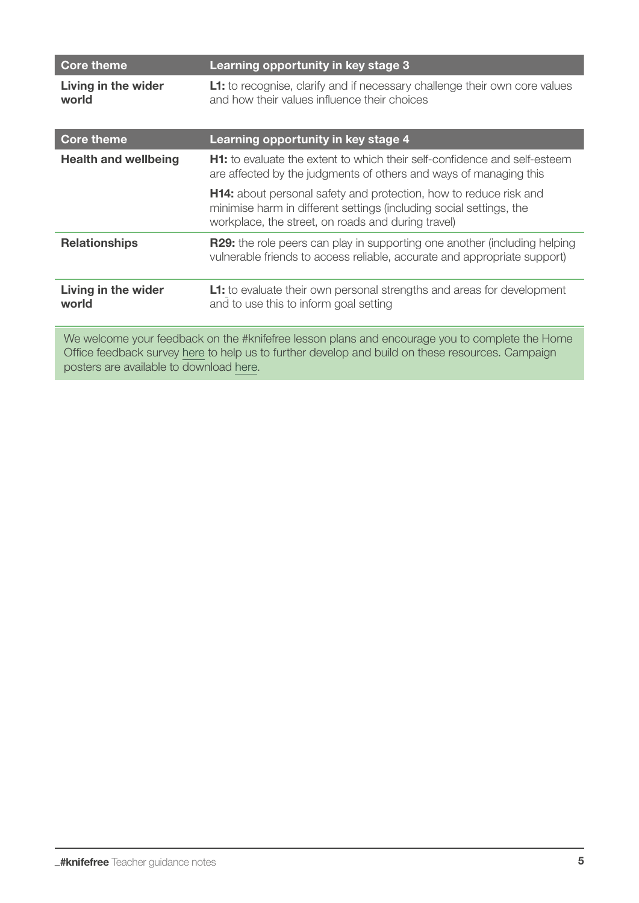| Core theme | Learning opportunity in key stage 3 |
|---|---|
| **Living in the wider world** | **L1:** to recognise, clarify and if necessary challenge their own core values and how their values influence their choices |

| Core theme | Learning opportunity in key stage 4 |
|---|---|
| **Health and wellbeing** | **H1:** to evaluate the extent to which their self-confidence and self-esteem are affected by the judgments of others and ways of managing this |
| | **H14:** about personal safety and protection, how to reduce risk and minimise harm in different settings (including social settings, the workplace, the street, on roads and during travel) |
| **Relationships** | **R29:** the role peers can play in supporting one another (including helping vulnerable friends to access reliable, accurate and appropriate support) |
| **Living in the wider world** | **L1:** to evaluate their own personal strengths and areas for development and to use this to inform goal setting |

We welcome your feedback on the #knifefree lesson plans and encourage you to complete the Home Office feedback survey here to help us to further develop and build on these resources. Campaign posters are available to download here.